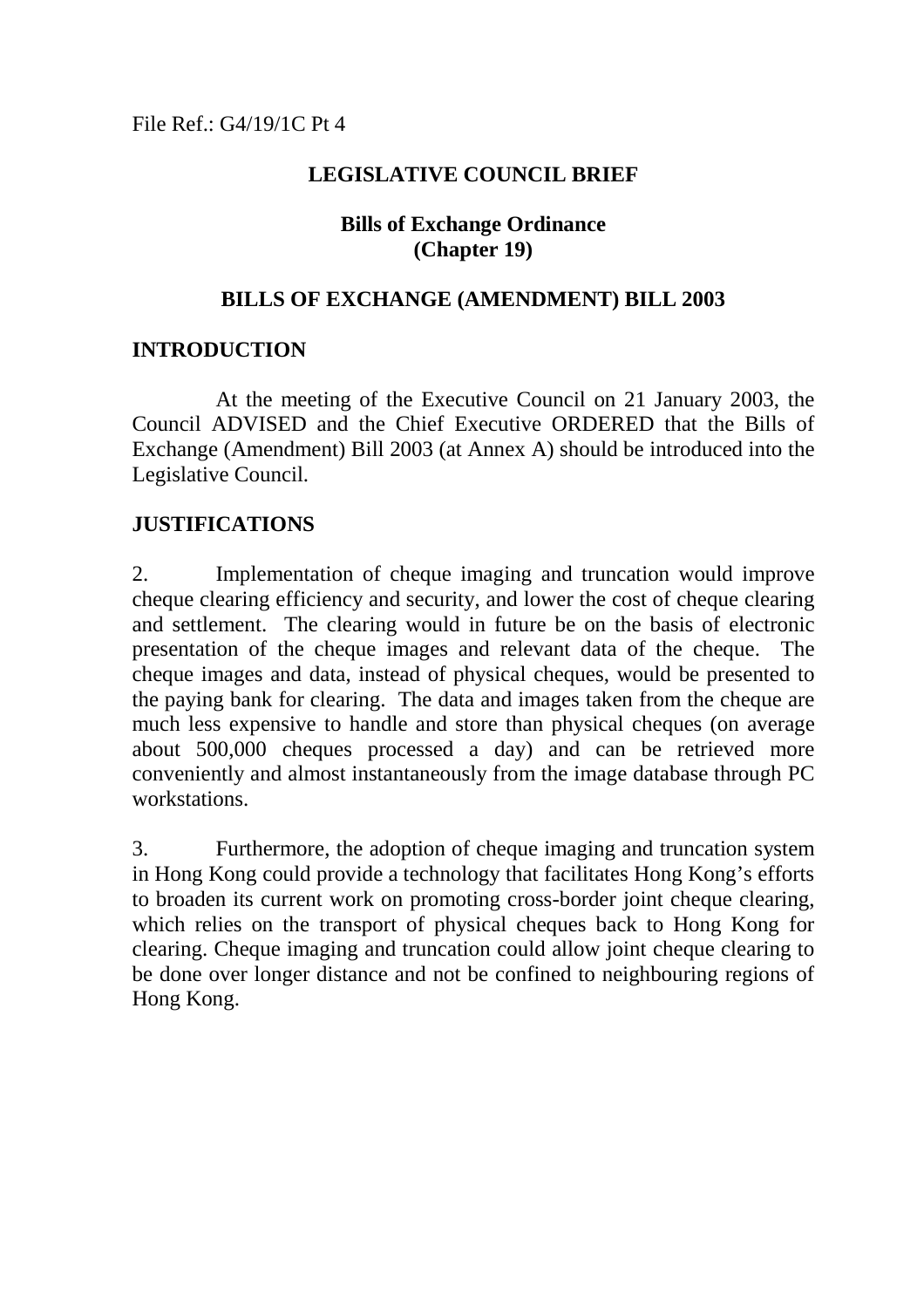File Ref.: G4/19/1C Pt 4

## LEGISLATIVE COUNCIL BRIEF

### Bills of Exchange Ordinance (Chapter 19)

### BILLS OF EXCHANGE (AMENDMENT) BILL 2003

## INTRODUCTION

At the meeting of the Executive Council on 21 January 2003, the Council ADVISED and the Chief Executive ORDERED that the Bills of Exchange (Amendment) Bill 2003 (at Annex A) should be introduced into the Legislative Council.

## JUSTIFICATIONS

2. Implementation of cheque imaging and truncation would improve cheque clearing efficiency and security, and lower the cost of cheque clearing and settlement. The clearing would in future be on the basis of electronic presentation of the cheque images and relevant data of the cheque. The cheque images and data, instead of physical cheques, would be presented to the paying bank for clearing. The data and images taken from the cheque are much less expensive to handle and store than physical cheques (on average about 500,000 cheques processed a day) and can be retrieved more conveniently and almost instantaneously from the image database through PC workstations.

3. Furthermore, the adoption of cheque imaging and truncation system in Hong Kong could provide a technology that facilitates Hong Kong's efforts to broaden its current work on promoting cross-border joint cheque clearing, which relies on the transport of physical cheques back to Hong Kong for clearing. Cheque imaging and truncation could allow joint cheque clearing to be done over longer distance and not be confined to neighbouring regions of Hong Kong.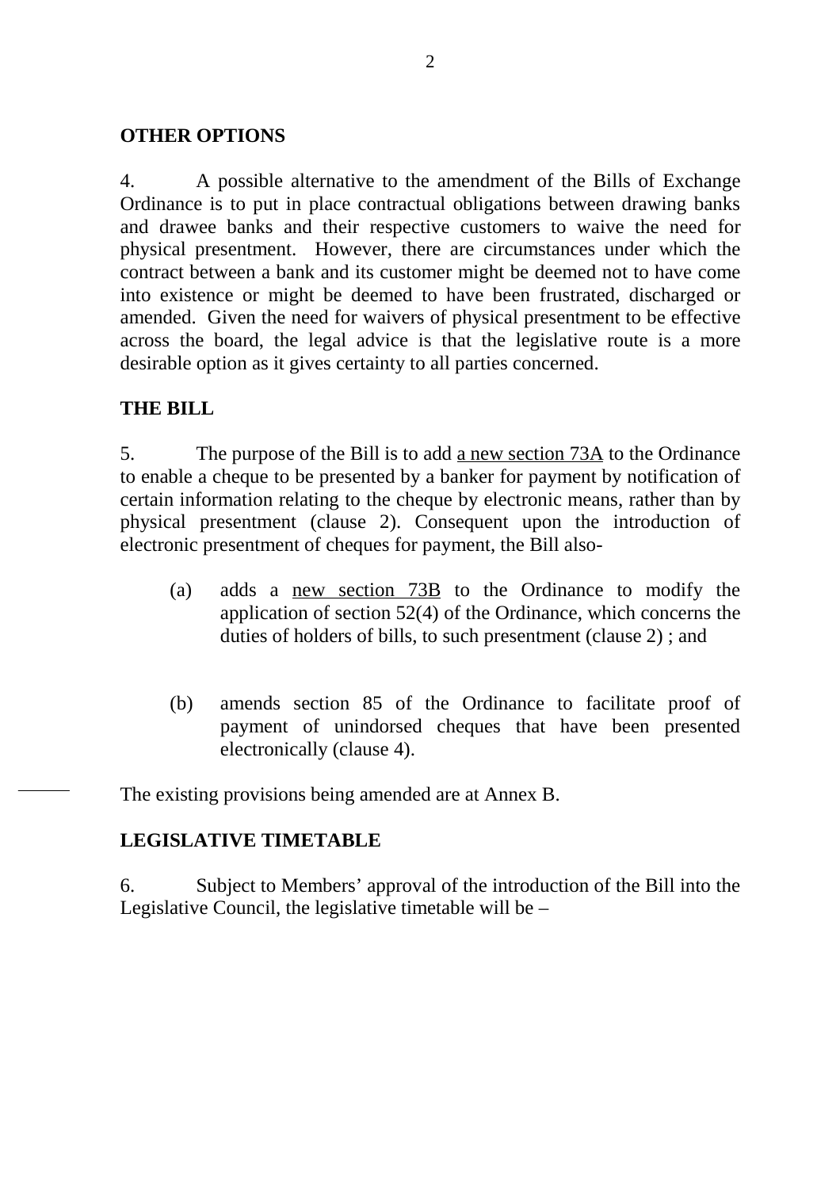## OTHER OPTIONS

4. A possible alternative to the amendment of the Bills of Exchange Ordinance is to put in place contractual obligations between drawing banks and drawee banks and their respective customers to waive the need for physical presentment. However, there are circumstances under which the contract between a bank and its customer might be deemed not to have come into existence or might be deemed to have been frustrated, discharged or amended. Given the need for waivers of physical presentment to be effective across the board, the legal advice is that the legislative route is a more desirable option as it gives certainty to all parties concerned.

## THE BILL

5. The purpose of the Bill is to add <u>a new section 73A</u> to the Ordinance to enable a cheque to be presented by a banker for payment by notification of certain information relating to the cheque by electronic means, rather than by physical presentment (clause 2). Consequent upon the introduction of electronic presentment of cheques for payment, the Bill also-

(a) adds a <u>new section 73B</u> to the Ordinance to modify the application of section 52(4) of the Ordinance, which concerns the duties of holders of bills, to such presentment (clause 2) ; and

(b) amends section 85 of the Ordinance to facilitate proof of payment of unindorsed cheques that have been presented electronically (clause 4).

The existing provisions being amended are at Annex B.

## LEGISLATIVE TIMETABLE

6. Subject to Members' approval of the introduction of the Bill into the Legislative Council, the legislative timetable will be –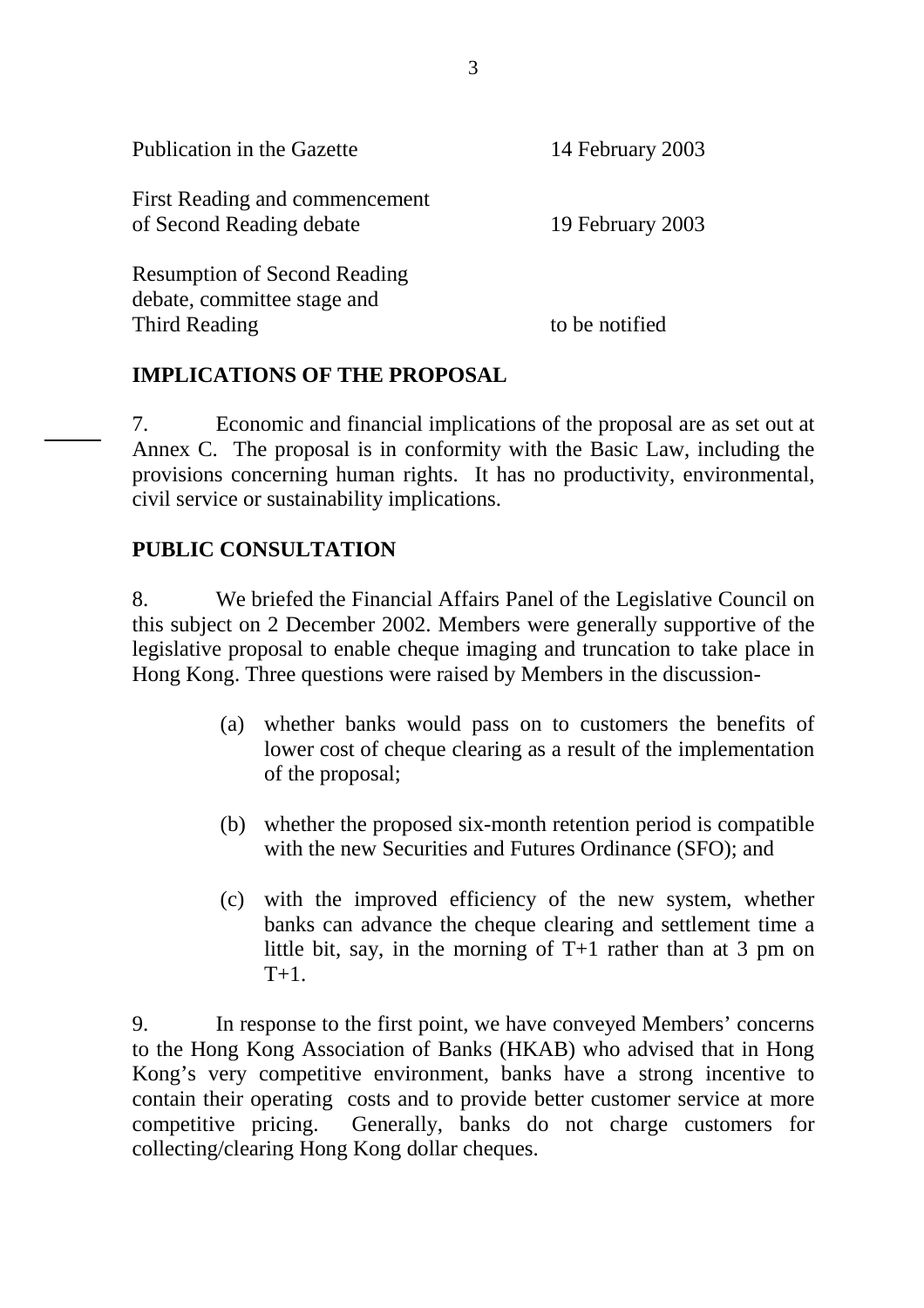| | |
|---|---|
| Publication in the Gazette | 14 February 2003 |
| First Reading and commencement of Second Reading debate | 19 February 2003 |
| Resumption of Second Reading debate, committee stage and Third Reading | to be notified |

## IMPLICATIONS OF THE PROPOSAL

7. Economic and financial implications of the proposal are as set out at Annex C. The proposal is in conformity with the Basic Law, including the provisions concerning human rights. It has no productivity, environmental, civil service or sustainability implications.

## PUBLIC CONSULTATION

8. We briefed the Financial Affairs Panel of the Legislative Council on this subject on 2 December 2002. Members were generally supportive of the legislative proposal to enable cheque imaging and truncation to take place in Hong Kong. Three questions were raised by Members in the discussion-

(a) whether banks would pass on to customers the benefits of lower cost of cheque clearing as a result of the implementation of the proposal;

(b) whether the proposed six-month retention period is compatible with the new Securities and Futures Ordinance (SFO); and

(c) with the improved efficiency of the new system, whether banks can advance the cheque clearing and settlement time a little bit, say, in the morning of T+1 rather than at 3 pm on T+1.

9. In response to the first point, we have conveyed Members' concerns to the Hong Kong Association of Banks (HKAB) who advised that in Hong Kong's very competitive environment, banks have a strong incentive to contain their operating costs and to provide better customer service at more competitive pricing. Generally, banks do not charge customers for collecting/clearing Hong Kong dollar cheques.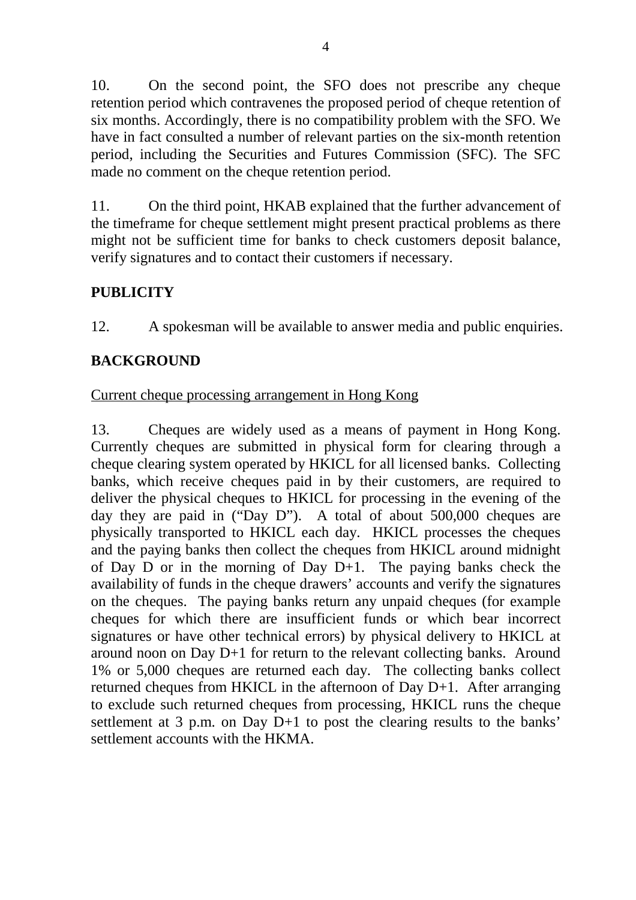10. On the second point, the SFO does not prescribe any cheque retention period which contravenes the proposed period of cheque retention of six months. Accordingly, there is no compatibility problem with the SFO. We have in fact consulted a number of relevant parties on the six-month retention period, including the Securities and Futures Commission (SFC). The SFC made no comment on the cheque retention period.

11. On the third point, HKAB explained that the further advancement of the timeframe for cheque settlement might present practical problems as there might not be sufficient time for banks to check customers deposit balance, verify signatures and to contact their customers if necessary.

## PUBLICITY

12. A spokesman will be available to answer media and public enquiries.

## BACKGROUND

Current cheque processing arrangement in Hong Kong

13. Cheques are widely used as a means of payment in Hong Kong. Currently cheques are submitted in physical form for clearing through a cheque clearing system operated by HKICL for all licensed banks. Collecting banks, which receive cheques paid in by their customers, are required to deliver the physical cheques to HKICL for processing in the evening of the day they are paid in ("Day D"). A total of about 500,000 cheques are physically transported to HKICL each day. HKICL processes the cheques and the paying banks then collect the cheques from HKICL around midnight of Day D or in the morning of Day D+1. The paying banks check the availability of funds in the cheque drawers' accounts and verify the signatures on the cheques. The paying banks return any unpaid cheques (for example cheques for which there are insufficient funds or which bear incorrect signatures or have other technical errors) by physical delivery to HKICL at around noon on Day D+1 for return to the relevant collecting banks. Around 1% or 5,000 cheques are returned each day. The collecting banks collect returned cheques from HKICL in the afternoon of Day D+1. After arranging to exclude such returned cheques from processing, HKICL runs the cheque settlement at 3 p.m. on Day D+1 to post the clearing results to the banks' settlement accounts with the HKMA.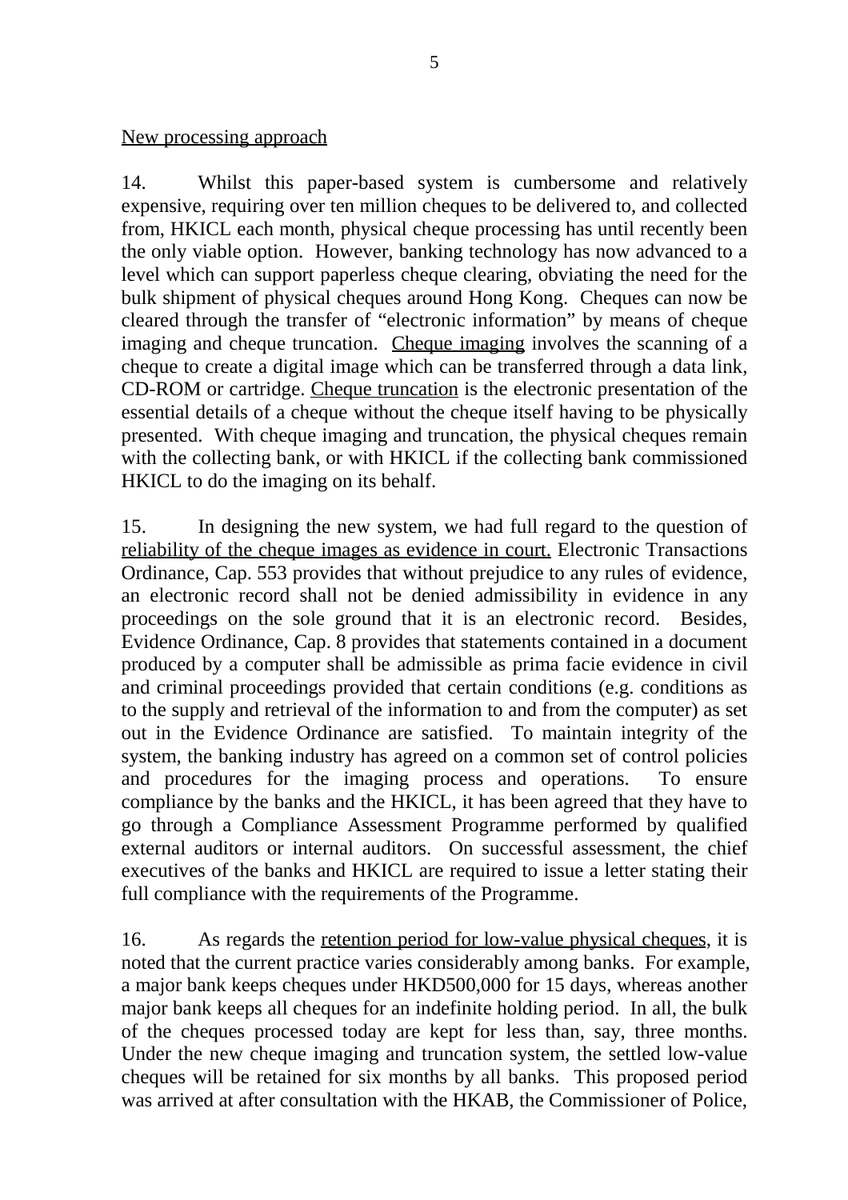New processing approach

14. Whilst this paper-based system is cumbersome and relatively expensive, requiring over ten million cheques to be delivered to, and collected from, HKICL each month, physical cheque processing has until recently been the only viable option. However, banking technology has now advanced to a level which can support paperless cheque clearing, obviating the need for the bulk shipment of physical cheques around Hong Kong. Cheques can now be cleared through the transfer of "electronic information" by means of cheque imaging and cheque truncation. Cheque imaging involves the scanning of a cheque to create a digital image which can be transferred through a data link, CD-ROM or cartridge. Cheque truncation is the electronic presentation of the essential details of a cheque without the cheque itself having to be physically presented. With cheque imaging and truncation, the physical cheques remain with the collecting bank, or with HKICL if the collecting bank commissioned HKICL to do the imaging on its behalf.

15. In designing the new system, we had full regard to the question of reliability of the cheque images as evidence in court. Electronic Transactions Ordinance, Cap. 553 provides that without prejudice to any rules of evidence, an electronic record shall not be denied admissibility in evidence in any proceedings on the sole ground that it is an electronic record. Besides, Evidence Ordinance, Cap. 8 provides that statements contained in a document produced by a computer shall be admissible as prima facie evidence in civil and criminal proceedings provided that certain conditions (e.g. conditions as to the supply and retrieval of the information to and from the computer) as set out in the Evidence Ordinance are satisfied. To maintain integrity of the system, the banking industry has agreed on a common set of control policies and procedures for the imaging process and operations. To ensure compliance by the banks and the HKICL, it has been agreed that they have to go through a Compliance Assessment Programme performed by qualified external auditors or internal auditors. On successful assessment, the chief executives of the banks and HKICL are required to issue a letter stating their full compliance with the requirements of the Programme.

16. As regards the retention period for low-value physical cheques, it is noted that the current practice varies considerably among banks. For example, a major bank keeps cheques under HKD500,000 for 15 days, whereas another major bank keeps all cheques for an indefinite holding period. In all, the bulk of the cheques processed today are kept for less than, say, three months. Under the new cheque imaging and truncation system, the settled low-value cheques will be retained for six months by all banks. This proposed period was arrived at after consultation with the HKAB, the Commissioner of Police,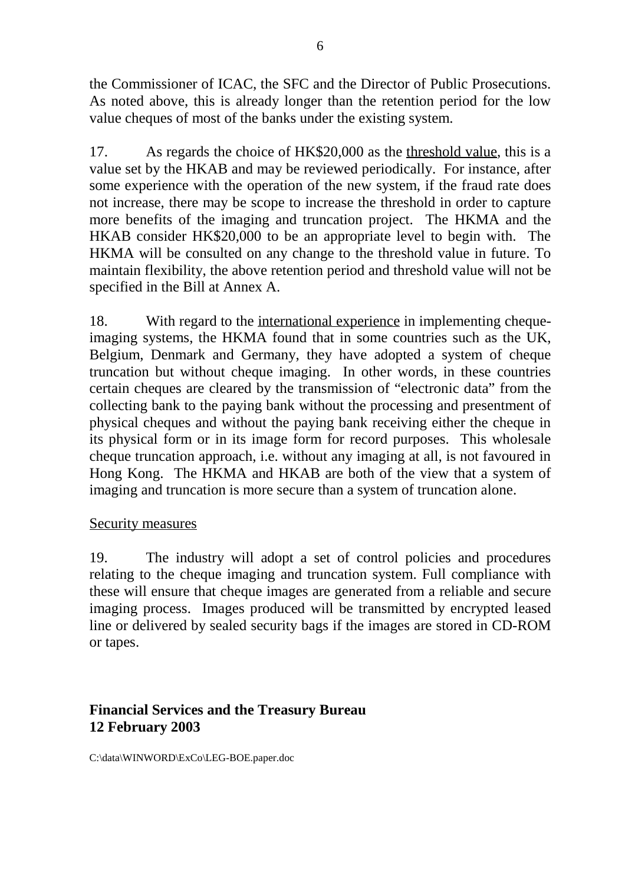the Commissioner of ICAC, the SFC and the Director of Public Prosecutions. As noted above, this is already longer than the retention period for the low value cheques of most of the banks under the existing system.

17. As regards the choice of HK$20,000 as the threshold value, this is a value set by the HKAB and may be reviewed periodically. For instance, after some experience with the operation of the new system, if the fraud rate does not increase, there may be scope to increase the threshold in order to capture more benefits of the imaging and truncation project. The HKMA and the HKAB consider HK$20,000 to be an appropriate level to begin with. The HKMA will be consulted on any change to the threshold value in future. To maintain flexibility, the above retention period and threshold value will not be specified in the Bill at Annex A.

18. With regard to the international experience in implementing cheque-imaging systems, the HKMA found that in some countries such as the UK, Belgium, Denmark and Germany, they have adopted a system of cheque truncation but without cheque imaging. In other words, in these countries certain cheques are cleared by the transmission of "electronic data" from the collecting bank to the paying bank without the processing and presentment of physical cheques and without the paying bank receiving either the cheque in its physical form or in its image form for record purposes. This wholesale cheque truncation approach, i.e. without any imaging at all, is not favoured in Hong Kong. The HKMA and HKAB are both of the view that a system of imaging and truncation is more secure than a system of truncation alone.

Security measures

19. The industry will adopt a set of control policies and procedures relating to the cheque imaging and truncation system. Full compliance with these will ensure that cheque images are generated from a reliable and secure imaging process. Images produced will be transmitted by encrypted leased line or delivered by sealed security bags if the images are stored in CD-ROM or tapes.

**Financial Services and the Treasury Bureau**
**12 February 2003**

C:\data\WINWORD\ExCo\LEG-BOE.paper.doc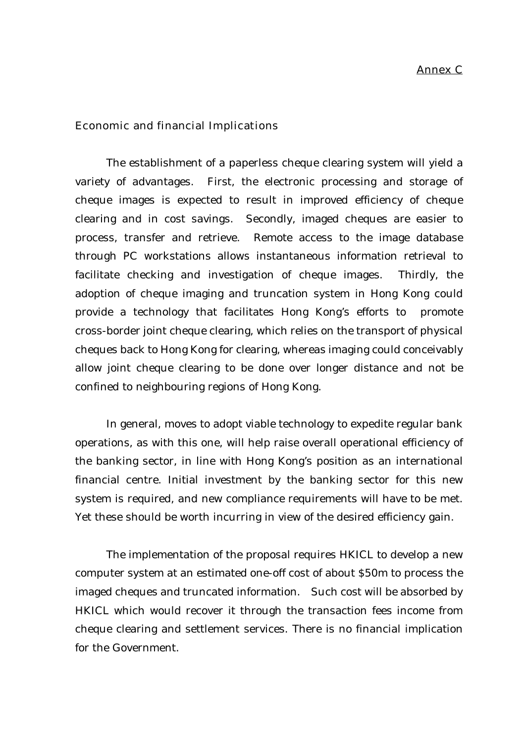Annex C

Economic and financial Implications

The establishment of a paperless cheque clearing system will yield a variety of advantages. First, the electronic processing and storage of cheque images is expected to result in improved efficiency of cheque clearing and in cost savings. Secondly, imaged cheques are easier to process, transfer and retrieve. Remote access to the image database through PC workstations allows instantaneous information retrieval to facilitate checking and investigation of cheque images. Thirdly, the adoption of cheque imaging and truncation system in Hong Kong could provide a technology that facilitates Hong Kong's efforts to promote cross-border joint cheque clearing, which relies on the transport of physical cheques back to Hong Kong for clearing, whereas imaging could conceivably allow joint cheque clearing to be done over longer distance and not be confined to neighbouring regions of Hong Kong.

In general, moves to adopt viable technology to expedite regular bank operations, as with this one, will help raise overall operational efficiency of the banking sector, in line with Hong Kong's position as an international financial centre. Initial investment by the banking sector for this new system is required, and new compliance requirements will have to be met. Yet these should be worth incurring in view of the desired efficiency gain.

The implementation of the proposal requires HKICL to develop a new computer system at an estimated one-off cost of about $50m to process the imaged cheques and truncated information. Such cost will be absorbed by HKICL which would recover it through the transaction fees income from cheque clearing and settlement services. There is no financial implication for the Government.